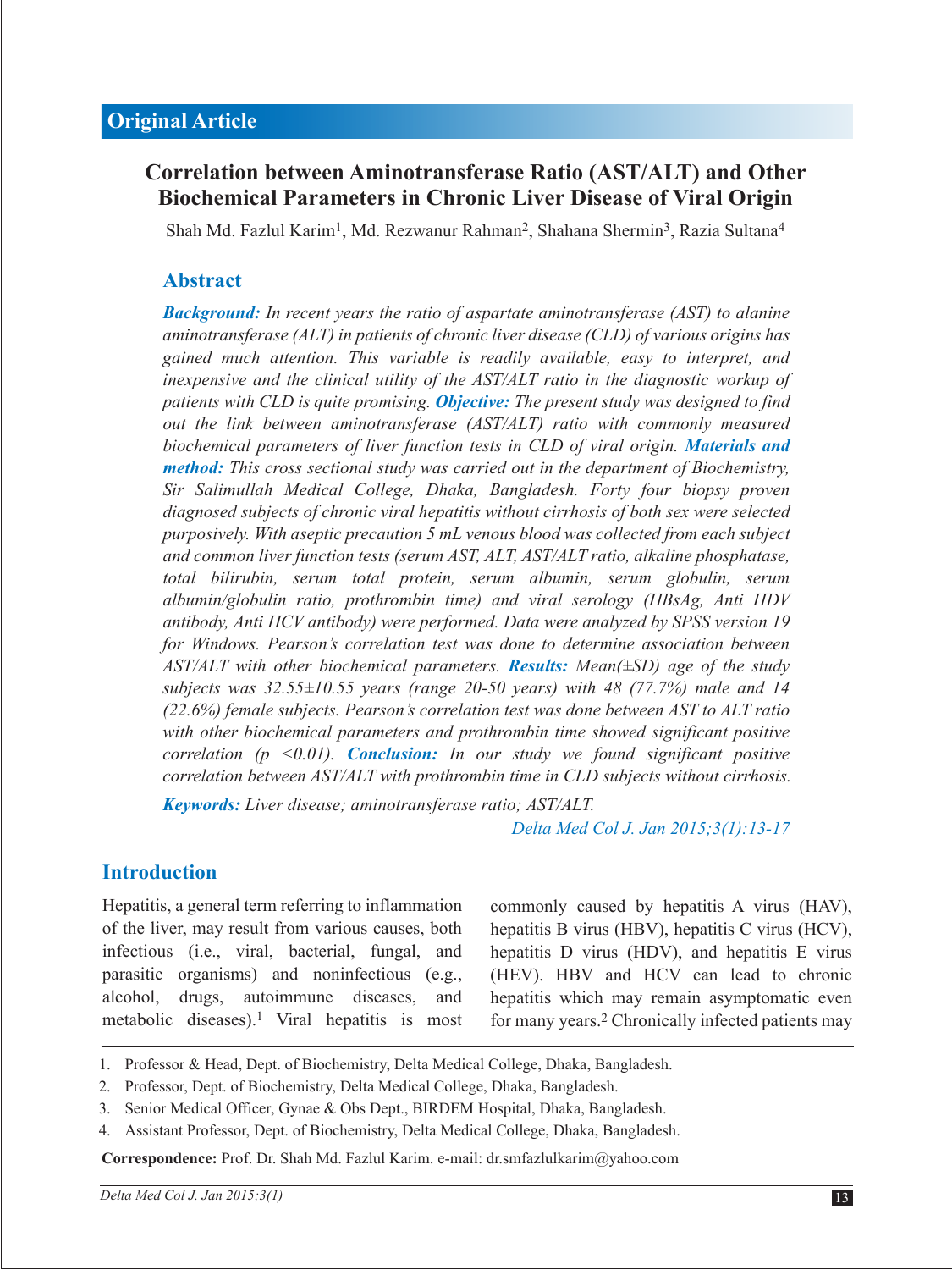Original Article

# Correlation between Aminotransferase Ratio (AST/ALT) and Other Biochemical Parameters in Chronic Liver Disease of Viral Origin

Shah Md. Fazlul Karim[1], Md. Rezwanur Rahman[2], Shahana Shermin[3], Razia Sultana[4]

## Abstract

***Background:*** *In recent years the ratio of aspartate aminotransferase (AST) to alanine aminotransferase (ALT) in patients of chronic liver disease (CLD) of various origins has gained much attention. This variable is readily available, easy to interpret, and inexpensive and the clinical utility of the AST/ALT ratio in the diagnostic workup of patients with CLD is quite promising.* ***Objective:*** *The present study was designed to find out the link between aminotransferase (AST/ALT) ratio with commonly measured biochemical parameters of liver function tests in CLD of viral origin.* ***Materials and method:*** *This cross sectional study was carried out in the department of Biochemistry, Sir Salimullah Medical College, Dhaka, Bangladesh. Forty four biopsy proven diagnosed subjects of chronic viral hepatitis without cirrhosis of both sex were selected purposively. With aseptic precaution 5 mL venous blood was collected from each subject and common liver function tests (serum AST, ALT, AST/ALT ratio, alkaline phosphatase, total bilirubin, serum total protein, serum albumin, serum globulin, serum albumin/globulin ratio, prothrombin time) and viral serology (HBsAg, Anti HDV antibody, Anti HCV antibody) were performed. Data were analyzed by SPSS version 19 for Windows. Pearson's correlation test was done to determine association between AST/ALT with other biochemical parameters.* ***Results:*** *Mean(±SD) age of the study subjects was 32.55±10.55 years (range 20-50 years) with 48 (77.7%) male and 14 (22.6%) female subjects. Pearson's correlation test was done between AST to ALT ratio with other biochemical parameters and prothrombin time showed significant positive correlation (p <0.01).* ***Conclusion:*** *In our study we found significant positive correlation between AST/ALT with prothrombin time in CLD subjects without cirrhosis.*

***Keywords:*** *Liver disease; aminotransferase ratio; AST/ALT.*

*Delta Med Col J. Jan 2015;3(1):13-17*

## Introduction

Hepatitis, a general term referring to inflammation of the liver, may result from various causes, both infectious (i.e., viral, bacterial, fungal, and parasitic organisms) and noninfectious (e.g., alcohol, drugs, autoimmune diseases, and metabolic diseases).[1] Viral hepatitis is most commonly caused by hepatitis A virus (HAV), hepatitis B virus (HBV), hepatitis C virus (HCV), hepatitis D virus (HDV), and hepatitis E virus (HEV). HBV and HCV can lead to chronic hepatitis which may remain asymptomatic even for many years.[2] Chronically infected patients may

1. Professor & Head, Dept. of Biochemistry, Delta Medical College, Dhaka, Bangladesh.
2. Professor, Dept. of Biochemistry, Delta Medical College, Dhaka, Bangladesh.
3. Senior Medical Officer, Gynae & Obs Dept., BIRDEM Hospital, Dhaka, Bangladesh.
4. Assistant Professor, Dept. of Biochemistry, Delta Medical College, Dhaka, Bangladesh.

**Correspondence:** Prof. Dr. Shah Md. Fazlul Karim. e-mail: dr.smfazlulkarim@yahoo.com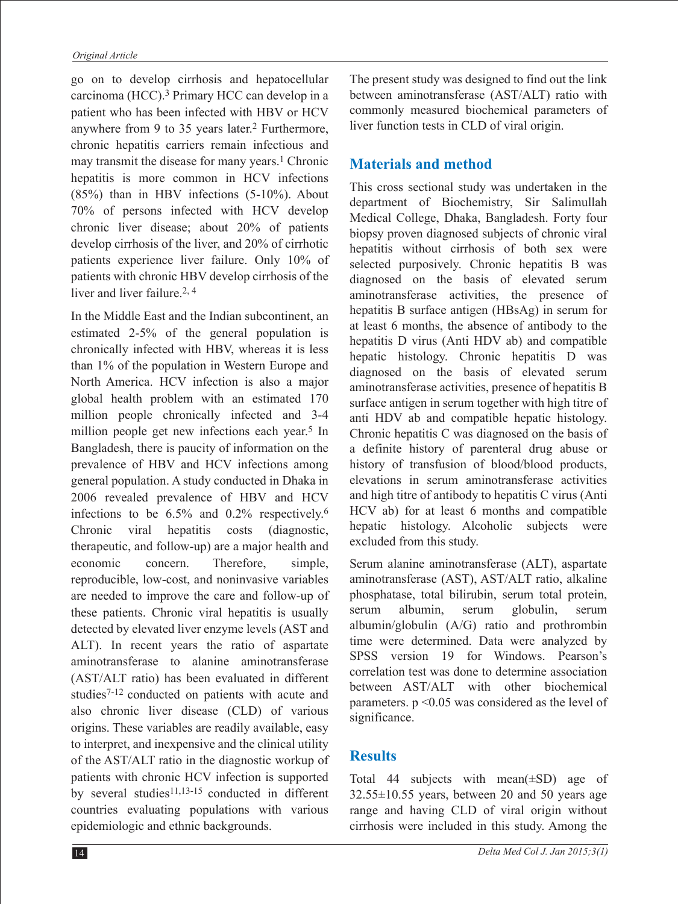go on to develop cirrhosis and hepatocellular carcinoma (HCC).[3] Primary HCC can develop in a patient who has been infected with HBV or HCV anywhere from 9 to 35 years later.[2] Furthermore, chronic hepatitis carriers remain infectious and may transmit the disease for many years.[1] Chronic hepatitis is more common in HCV infections (85%) than in HBV infections (5-10%). About 70% of persons infected with HCV develop chronic liver disease; about 20% of patients develop cirrhosis of the liver, and 20% of cirrhotic patients experience liver failure. Only 10% of patients with chronic HBV develop cirrhosis of the liver and liver failure.[2, 4]

In the Middle East and the Indian subcontinent, an estimated 2-5% of the general population is chronically infected with HBV, whereas it is less than 1% of the population in Western Europe and North America. HCV infection is also a major global health problem with an estimated 170 million people chronically infected and 3-4 million people get new infections each year.[5] In Bangladesh, there is paucity of information on the prevalence of HBV and HCV infections among general population. A study conducted in Dhaka in 2006 revealed prevalence of HBV and HCV infections to be 6.5% and 0.2% respectively.[6] Chronic viral hepatitis costs (diagnostic, therapeutic, and follow-up) are a major health and economic concern. Therefore, simple, reproducible, low-cost, and noninvasive variables are needed to improve the care and follow-up of these patients. Chronic viral hepatitis is usually detected by elevated liver enzyme levels (AST and ALT). In recent years the ratio of aspartate aminotransferase to alanine aminotransferase (AST/ALT ratio) has been evaluated in different studies[7-12] conducted on patients with acute and also chronic liver disease (CLD) of various origins. These variables are readily available, easy to interpret, and inexpensive and the clinical utility of the AST/ALT ratio in the diagnostic workup of patients with chronic HCV infection is supported by several studies[11,13-15] conducted in different countries evaluating populations with various epidemiologic and ethnic backgrounds.

The present study was designed to find out the link between aminotransferase (AST/ALT) ratio with commonly measured biochemical parameters of liver function tests in CLD of viral origin.

## Materials and method

This cross sectional study was undertaken in the department of Biochemistry, Sir Salimullah Medical College, Dhaka, Bangladesh. Forty four biopsy proven diagnosed subjects of chronic viral hepatitis without cirrhosis of both sex were selected purposively. Chronic hepatitis B was diagnosed on the basis of elevated serum aminotransferase activities, the presence of hepatitis B surface antigen (HBsAg) in serum for at least 6 months, the absence of antibody to the hepatitis D virus (Anti HDV ab) and compatible hepatic histology. Chronic hepatitis D was diagnosed on the basis of elevated serum aminotransferase activities, presence of hepatitis B surface antigen in serum together with high titre of anti HDV ab and compatible hepatic histology. Chronic hepatitis C was diagnosed on the basis of a definite history of parenteral drug abuse or history of transfusion of blood/blood products, elevations in serum aminotransferase activities and high titre of antibody to hepatitis C virus (Anti HCV ab) for at least 6 months and compatible hepatic histology. Alcoholic subjects were excluded from this study.

Serum alanine aminotransferase (ALT), aspartate aminotransferase (AST), AST/ALT ratio, alkaline phosphatase, total bilirubin, serum total protein, serum albumin, serum globulin, serum albumin/globulin (A/G) ratio and prothrombin time were determined. Data were analyzed by SPSS version 19 for Windows. Pearson's correlation test was done to determine association between AST/ALT with other biochemical parameters. $p < 0.05$ was considered as the level of significance.

## Results

Total 44 subjects with mean(±SD) age of 32.55±10.55 years, between 20 and 50 years age range and having CLD of viral origin without cirrhosis were included in this study. Among the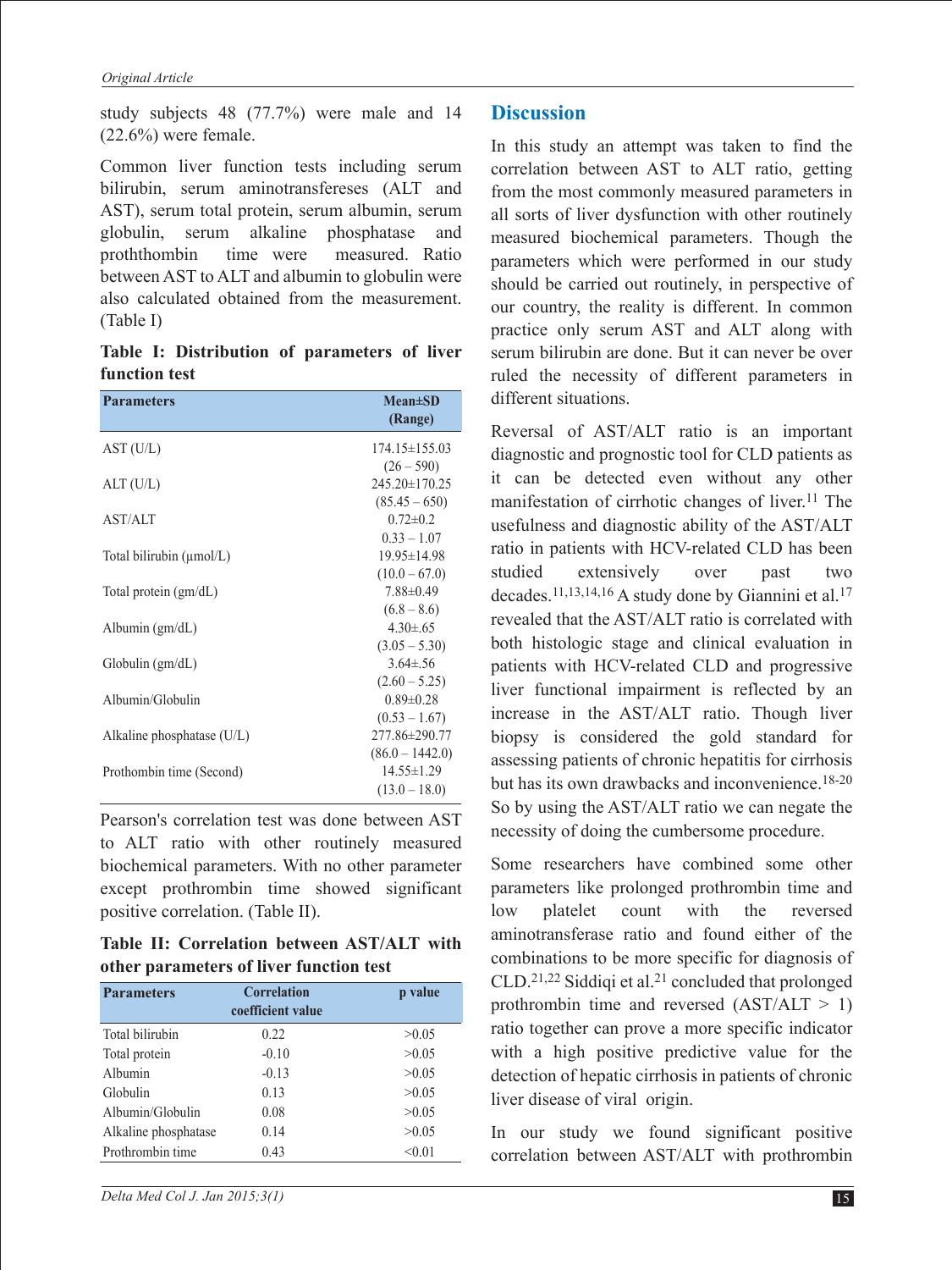study subjects 48 (77.7%) were male and 14 (22.6%) were female.

Common liver function tests including serum bilirubin, serum aminotransfereses (ALT and AST), serum total protein, serum albumin, serum globulin, serum alkaline phosphatase and prothrombin time were measured. Ratio between AST to ALT and albumin to globulin were also calculated obtained from the measurement. (Table I)

**Table I: Distribution of parameters of liver function test**

| Parameters | Mean±SD (Range) |
|---|---|
| AST (U/L) | 174.15±155.03 (26 – 590) |
| ALT (U/L) | 245.20±170.25 (85.45 – 650) |
| AST/ALT | 0.72±0.2 0.33 – 1.07 |
| Total bilirubin (μmol/L) | 19.95±14.98 (10.0 – 67.0) |
| Total protein (gm/dL) | 7.88±0.49 (6.8 – 8.6) |
| Albumin (gm/dL) | 4.30±.65 (3.05 – 5.30) |
| Globulin (gm/dL) | 3.64±.56 (2.60 – 5.25) |
| Albumin/Globulin | 0.89±0.28 (0.53 – 1.67) |
| Alkaline phosphatase (U/L) | 277.86±290.77 (86.0 – 1442.0) |
| Prothombin time (Second) | 14.55±1.29 (13.0 – 18.0) |

Pearson's correlation test was done between AST to ALT ratio with other routinely measured biochemical parameters. With no other parameter except prothrombin time showed significant positive correlation. (Table II).

**Table II: Correlation between AST/ALT with other parameters of liver function test**

| Parameters | Correlation coefficient value | p value |
|---|---|---|
| Total bilirubin | 0.22 | >0.05 |
| Total protein | -0.10 | >0.05 |
| Albumin | -0.13 | >0.05 |
| Globulin | 0.13 | >0.05 |
| Albumin/Globulin | 0.08 | >0.05 |
| Alkaline phosphatase | 0.14 | >0.05 |
| Prothrombin time | 0.43 | <0.01 |

## Discussion

In this study an attempt was taken to find the correlation between AST to ALT ratio, getting from the most commonly measured parameters in all sorts of liver dysfunction with other routinely measured biochemical parameters. Though the parameters which were performed in our study should be carried out routinely, in perspective of our country, the reality is different. In common practice only serum AST and ALT along with serum bilirubin are done. But it can never be over ruled the necessity of different parameters in different situations.

Reversal of AST/ALT ratio is an important diagnostic and prognostic tool for CLD patients as it can be detected even without any other manifestation of cirrhotic changes of liver.[11] The usefulness and diagnostic ability of the AST/ALT ratio in patients with HCV-related CLD has been studied extensively over past two decades.[11,13,14,16] A study done by Giannini et al.[17] revealed that the AST/ALT ratio is correlated with both histologic stage and clinical evaluation in patients with HCV-related CLD and progressive liver functional impairment is reflected by an increase in the AST/ALT ratio. Though liver biopsy is considered the gold standard for assessing patients of chronic hepatitis for cirrhosis but has its own drawbacks and inconvenience.[18-20] So by using the AST/ALT ratio we can negate the necessity of doing the cumbersome procedure.

Some researchers have combined some other parameters like prolonged prothrombin time and low platelet count with the reversed aminotransferase ratio and found either of the combinations to be more specific for diagnosis of CLD.[21,22] Siddiqi et al.[21] concluded that prolonged prothrombin time and reversed (AST/ALT > 1) ratio together can prove a more specific indicator with a high positive predictive value for the detection of hepatic cirrhosis in patients of chronic liver disease of viral origin.

In our study we found significant positive correlation between AST/ALT with prothrombin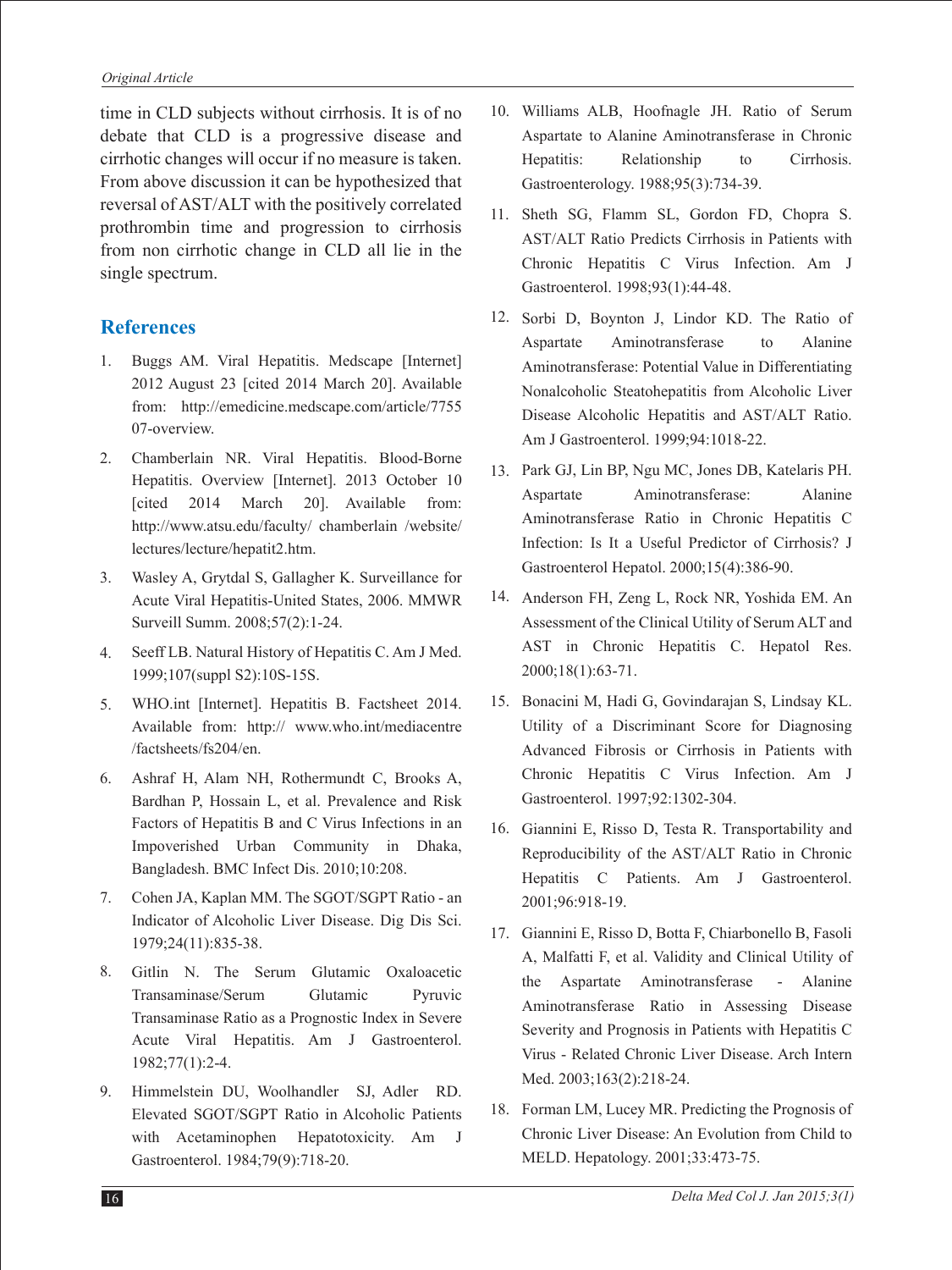time in CLD subjects without cirrhosis. It is of no debate that CLD is a progressive disease and cirrhotic changes will occur if no measure is taken. From above discussion it can be hypothesized that reversal of AST/ALT with the positively correlated prothrombin time and progression to cirrhosis from non cirrhotic change in CLD all lie in the single spectrum.

## References

1. Buggs AM. Viral Hepatitis. Medscape [Internet] 2012 August 23 [cited 2014 March 20]. Available from: http://emedicine.medscape.com/article/775507-overview.
2. Chamberlain NR. Viral Hepatitis. Blood-Borne Hepatitis. Overview [Internet]. 2013 October 10 [cited 2014 March 20]. Available from: http://www.atsu.edu/faculty/ chamberlain /website/ lectures/lecture/hepatit2.htm.
3. Wasley A, Grytdal S, Gallagher K. Surveillance for Acute Viral Hepatitis-United States, 2006. MMWR Surveill Summ. 2008;57(2):1-24.
4. Seeff LB. Natural History of Hepatitis C. Am J Med. 1999;107(suppl S2):10S-15S.
5. WHO.int [Internet]. Hepatitis B. Factsheet 2014. Available from: http:// www.who.int/mediacentre /factsheets/fs204/en.
6. Ashraf H, Alam NH, Rothermundt C, Brooks A, Bardhan P, Hossain L, et al. Prevalence and Risk Factors of Hepatitis B and C Virus Infections in an Impoverished Urban Community in Dhaka, Bangladesh. BMC Infect Dis. 2010;10:208.
7. Cohen JA, Kaplan MM. The SGOT/SGPT Ratio - an Indicator of Alcoholic Liver Disease. Dig Dis Sci. 1979;24(11):835-38.
8. Gitlin N. The Serum Glutamic Oxaloacetic Transaminase/Serum Glutamic Pyruvic Transaminase Ratio as a Prognostic Index in Severe Acute Viral Hepatitis. Am J Gastroenterol. 1982;77(1):2-4.
9. Himmelstein DU, Woolhandler SJ, Adler RD. Elevated SGOT/SGPT Ratio in Alcoholic Patients with Acetaminophen Hepatotoxicity. Am J Gastroenterol. 1984;79(9):718-20.
10. Williams ALB, Hoofnagle JH. Ratio of Serum Aspartate to Alanine Aminotransferase in Chronic Hepatitis: Relationship to Cirrhosis. Gastroenterology. 1988;95(3):734-39.
11. Sheth SG, Flamm SL, Gordon FD, Chopra S. AST/ALT Ratio Predicts Cirrhosis in Patients with Chronic Hepatitis C Virus Infection. Am J Gastroenterol. 1998;93(1):44-48.
12. Sorbi D, Boynton J, Lindor KD. The Ratio of Aspartate Aminotransferase to Alanine Aminotransferase: Potential Value in Differentiating Nonalcoholic Steatohepatitis from Alcoholic Liver Disease Alcoholic Hepatitis and AST/ALT Ratio. Am J Gastroenterol. 1999;94:1018-22.
13. Park GJ, Lin BP, Ngu MC, Jones DB, Katelaris PH. Aspartate Aminotransferase: Alanine Aminotransferase Ratio in Chronic Hepatitis C Infection: Is It a Useful Predictor of Cirrhosis? J Gastroenterol Hepatol. 2000;15(4):386-90.
14. Anderson FH, Zeng L, Rock NR, Yoshida EM. An Assessment of the Clinical Utility of Serum ALT and AST in Chronic Hepatitis C. Hepatol Res. 2000;18(1):63-71.
15. Bonacini M, Hadi G, Govindarajan S, Lindsay KL. Utility of a Discriminant Score for Diagnosing Advanced Fibrosis or Cirrhosis in Patients with Chronic Hepatitis C Virus Infection. Am J Gastroenterol. 1997;92:1302-304.
16. Giannini E, Risso D, Testa R. Transportability and Reproducibility of the AST/ALT Ratio in Chronic Hepatitis C Patients. Am J Gastroenterol. 2001;96:918-19.
17. Giannini E, Risso D, Botta F, Chiarbonello B, Fasoli A, Malfatti F, et al. Validity and Clinical Utility of the Aspartate Aminotransferase - Alanine Aminotransferase Ratio in Assessing Disease Severity and Prognosis in Patients with Hepatitis C Virus - Related Chronic Liver Disease. Arch Intern Med. 2003;163(2):218-24.
18. Forman LM, Lucey MR. Predicting the Prognosis of Chronic Liver Disease: An Evolution from Child to MELD. Hepatology. 2001;33:473-75.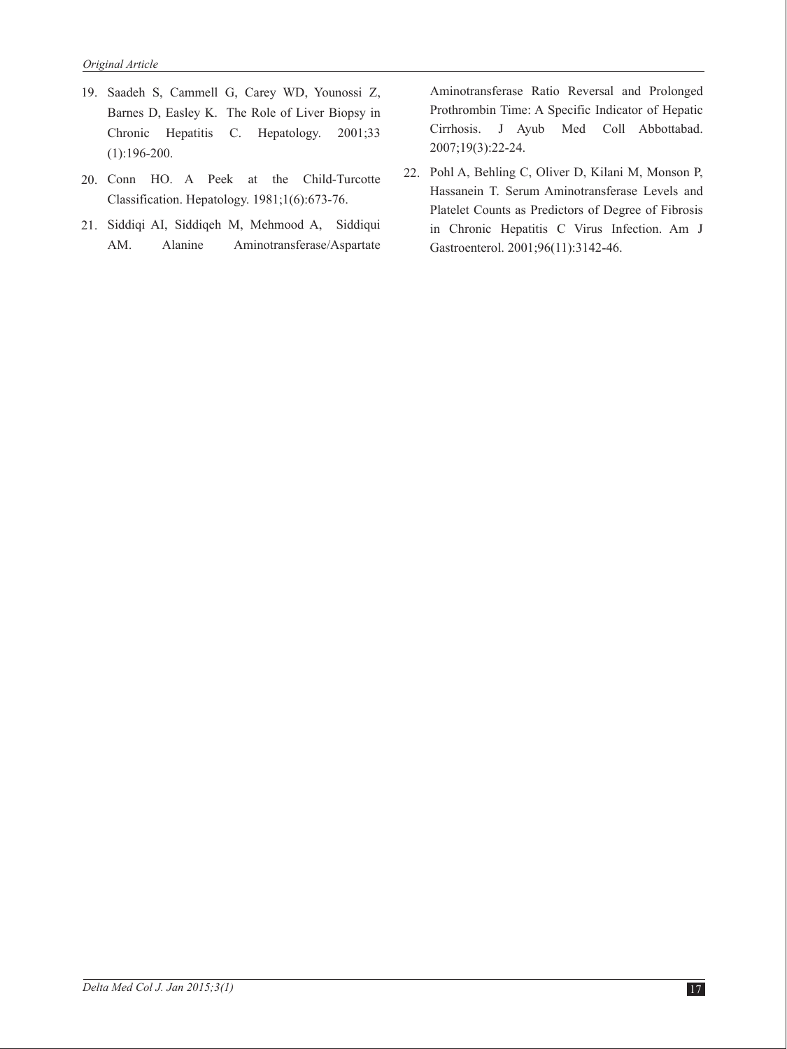19. Saadeh S, Cammell G, Carey WD, Younossi Z, Barnes D, Easley K. The Role of Liver Biopsy in Chronic Hepatitis C. Hepatology. 2001;33 (1):196-200.
20. Conn HO. A Peek at the Child-Turcotte Classification. Hepatology. 1981;1(6):673-76.
21. Siddiqi AI, Siddiqeh M, Mehmood A, Siddiqui AM. Alanine Aminotransferase/Aspartate Aminotransferase Ratio Reversal and Prolonged Prothrombin Time: A Specific Indicator of Hepatic Cirrhosis. J Ayub Med Coll Abbottabad. 2007;19(3):22-24.
22. Pohl A, Behling C, Oliver D, Kilani M, Monson P, Hassanein T. Serum Aminotransferase Levels and Platelet Counts as Predictors of Degree of Fibrosis in Chronic Hepatitis C Virus Infection. Am J Gastroenterol. 2001;96(11):3142-46.